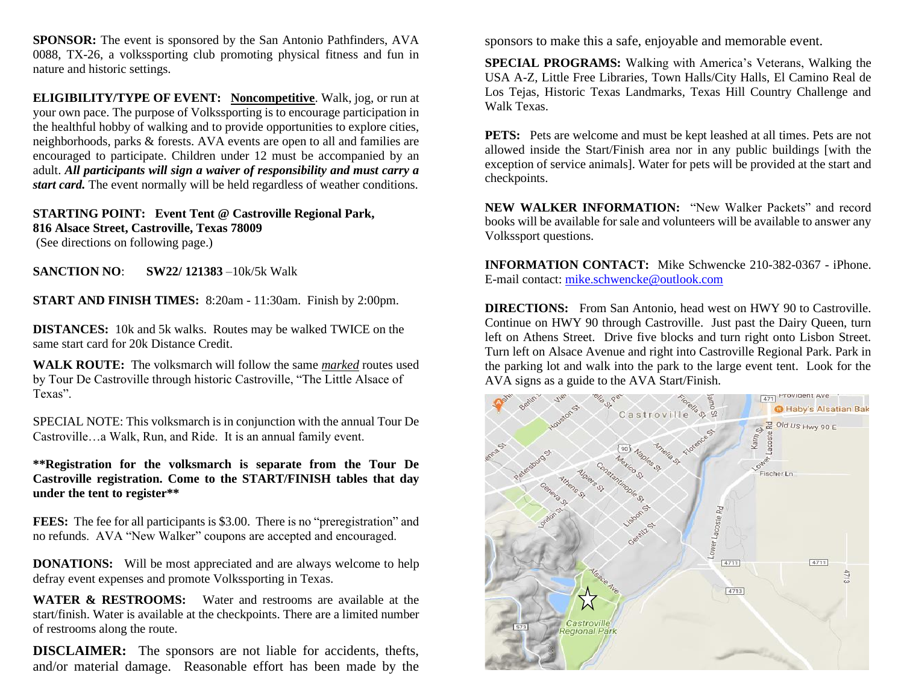**SPONSOR:** The event is sponsored by the San Antonio Pathfinders, AVA 0088, TX-26, a volkssporting club promoting physical fitness and fun in nature and historic settings.

**ELIGIBILITY/TYPE OF EVENT:** **Noncompetitive**. Walk, jog, or run at your own pace. The purpose of Volkssporting is to encourage participation in the healthful hobby of walking and to provide opportunities to explore cities, neighborhoods, parks & forests. AVA events are open to all and families are encouraged to participate. Children under 12 must be accompanied by an adult. ***All participants will sign a waiver of responsibility and must carry a start card.*** The event normally will be held regardless of weather conditions.

**STARTING POINT: Event Tent @ Castroville Regional Park, 816 Alsace Street, Castroville, Texas 78009**
(See directions on following page.)

**SANCTION NO**: **SW22/ 121383** –10k/5k Walk

**START AND FINISH TIMES:** 8:20am - 11:30am. Finish by 2:00pm.

**DISTANCES:** 10k and 5k walks. Routes may be walked TWICE on the same start card for 20k Distance Credit.

**WALK ROUTE:** The volksmarch will follow the same *marked* routes used by Tour De Castroville through historic Castroville, "The Little Alsace of Texas".

SPECIAL NOTE: This volksmarch is in conjunction with the annual Tour De Castroville…a Walk, Run, and Ride. It is an annual family event.

**\*\*Registration for the volksmarch is separate from the Tour De Castroville registration. Come to the START/FINISH tables that day under the tent to register\*\***

**FEES:** The fee for all participants is $3.00. There is no "preregistration" and no refunds. AVA "New Walker" coupons are accepted and encouraged.

**DONATIONS:** Will be most appreciated and are always welcome to help defray event expenses and promote Volkssporting in Texas.

**WATER & RESTROOMS:** Water and restrooms are available at the start/finish. Water is available at the checkpoints. There are a limited number of restrooms along the route.

**DISCLAIMER:** The sponsors are not liable for accidents, thefts, and/or material damage. Reasonable effort has been made by the sponsors to make this a safe, enjoyable and memorable event.

**SPECIAL PROGRAMS:** Walking with America's Veterans, Walking the USA A-Z, Little Free Libraries, Town Halls/City Halls, El Camino Real de Los Tejas, Historic Texas Landmarks, Texas Hill Country Challenge and Walk Texas.

**PETS:** Pets are welcome and must be kept leashed at all times. Pets are not allowed inside the Start/Finish area nor in any public buildings [with the exception of service animals]. Water for pets will be provided at the start and checkpoints.

**NEW WALKER INFORMATION:** "New Walker Packets" and record books will be available for sale and volunteers will be available to answer any Volkssport questions.

**INFORMATION CONTACT:** Mike Schwencke 210-382-0367 - iPhone. E-mail contact: mike.schwencke@outlook.com

**DIRECTIONS:** From San Antonio, head west on HWY 90 to Castroville. Continue on HWY 90 through Castroville. Just past the Dairy Queen, turn left on Athens Street. Drive five blocks and turn right onto Lisbon Street. Turn left on Alsace Avenue and right into Castroville Regional Park. Park in the parking lot and walk into the park to the large event tent. Look for the AVA signs as a guide to the AVA Start/Finish.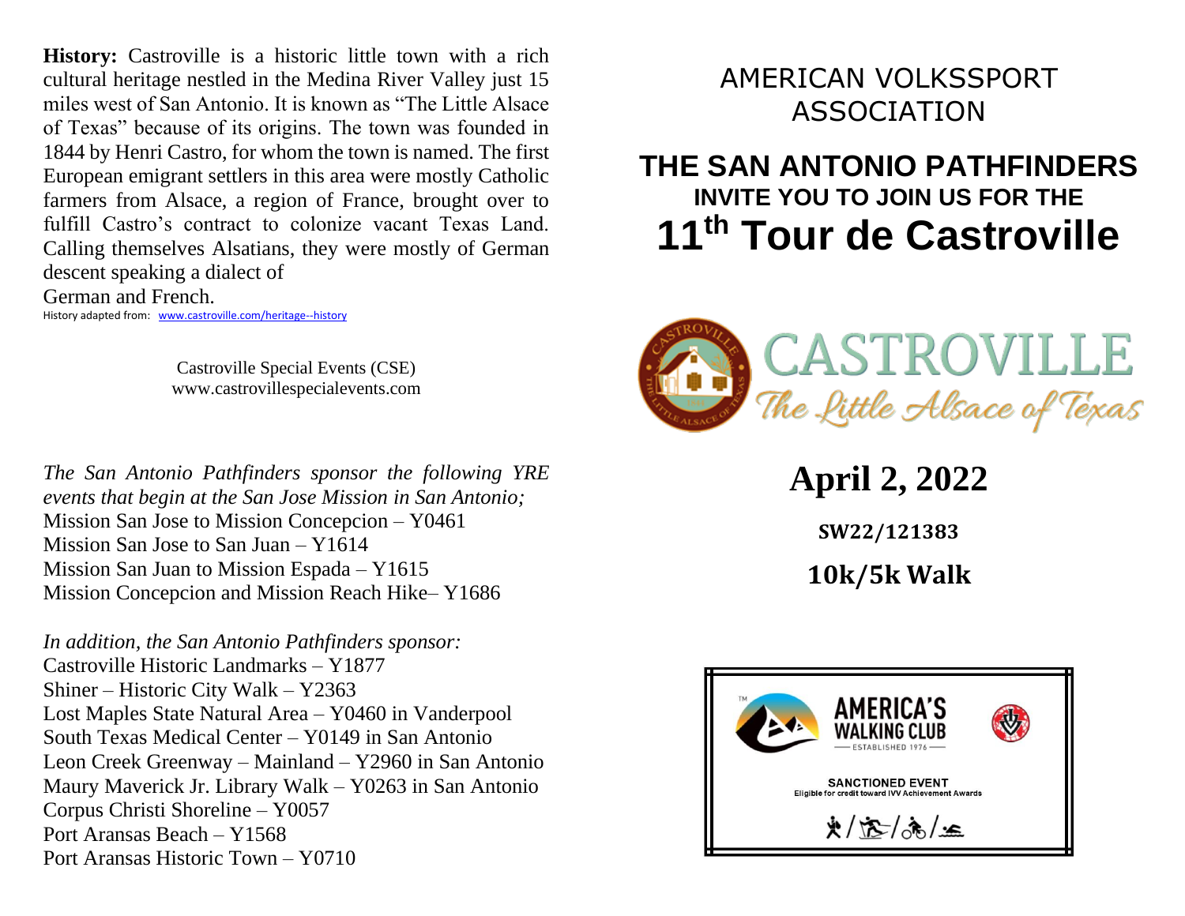**History:** Castroville is a historic little town with a rich cultural heritage nestled in the Medina River Valley just 15 miles west of San Antonio. It is known as "The Little Alsace of Texas" because of its origins. The town was founded in 1844 by Henri Castro, for whom the town is named. The first European emigrant settlers in this area were mostly Catholic farmers from Alsace, a region of France, brought over to fulfill Castro's contract to colonize vacant Texas Land. Calling themselves Alsatians, they were mostly of German descent speaking a dialect of German and French.

History adapted from: www.castroville.com/heritage--history

Castroville Special Events (CSE)
www.castrovillespecialevents.com

*The San Antonio Pathfinders sponsor the following YRE events that begin at the San Jose Mission in San Antonio;*

Mission San Jose to Mission Concepcion – Y0461
Mission San Jose to San Juan – Y1614
Mission San Juan to Mission Espada – Y1615
Mission Concepcion and Mission Reach Hike– Y1686

*In addition, the San Antonio Pathfinders sponsor:*

Castroville Historic Landmarks – Y1877
Shiner – Historic City Walk – Y2363
Lost Maples State Natural Area – Y0460 in Vanderpool
South Texas Medical Center – Y0149 in San Antonio
Leon Creek Greenway – Mainland – Y2960 in San Antonio
Maury Maverick Jr. Library Walk – Y0263 in San Antonio
Corpus Christi Shoreline – Y0057
Port Aransas Beach – Y1568
Port Aransas Historic Town – Y0710

AMERICAN VOLKSSPORT ASSOCIATION

# THE SAN ANTONIO PATHFINDERS
## INVITE YOU TO JOIN US FOR THE
# 11th Tour de Castroville

CASTROVILLE
The Little Alsace of Texas

# April 2, 2022

**SW22/121383**

## 10k/5k Walk

AMERICA'S WALKING CLUB
ESTABLISHED 1976

SANCTIONED EVENT
Eligible for credit toward IVV Achievement Awards